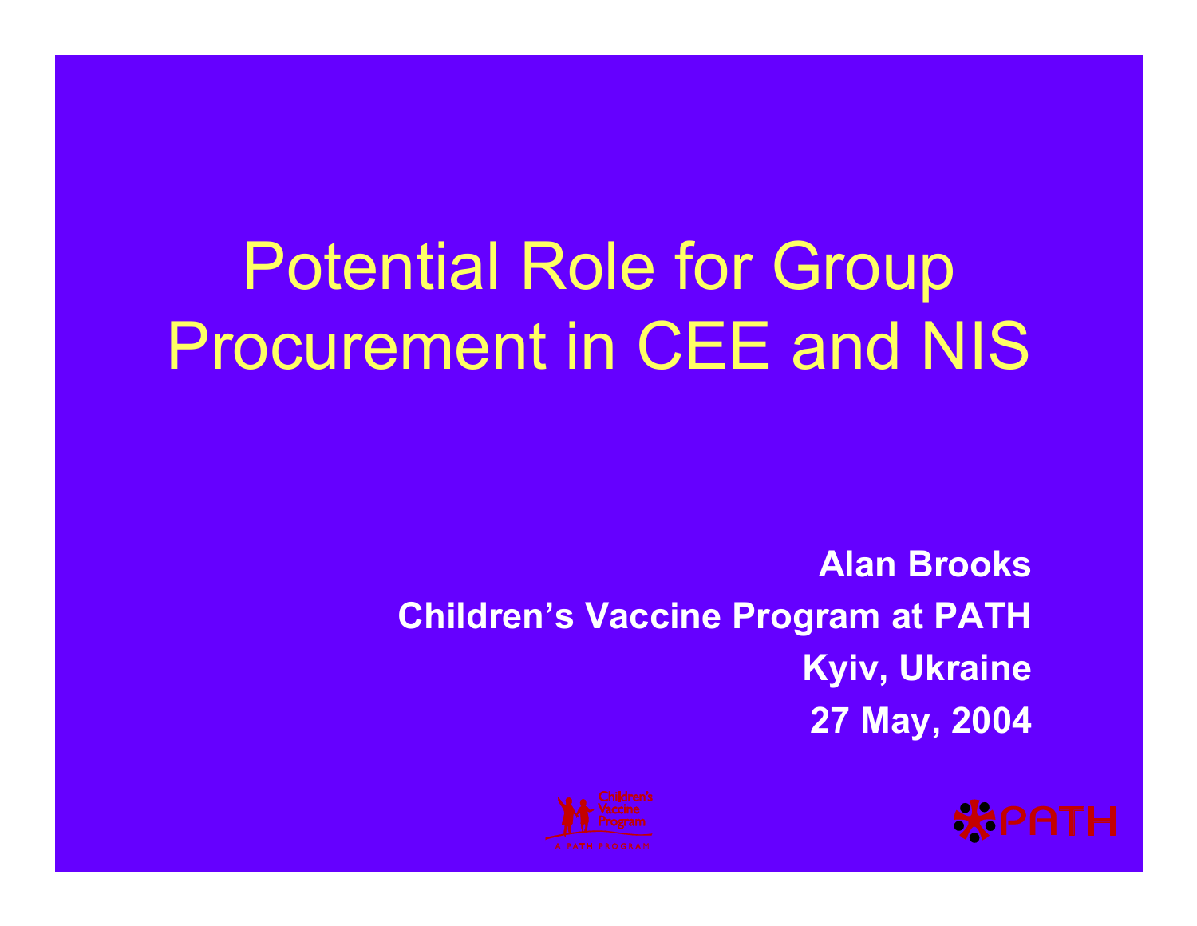# Potential Role for Group Procurement in CEE and NIS

**Alan Brooks**

**Children's Vaccine Program at PATH**

**Kyiv, Ukraine**

**27 May, 2004**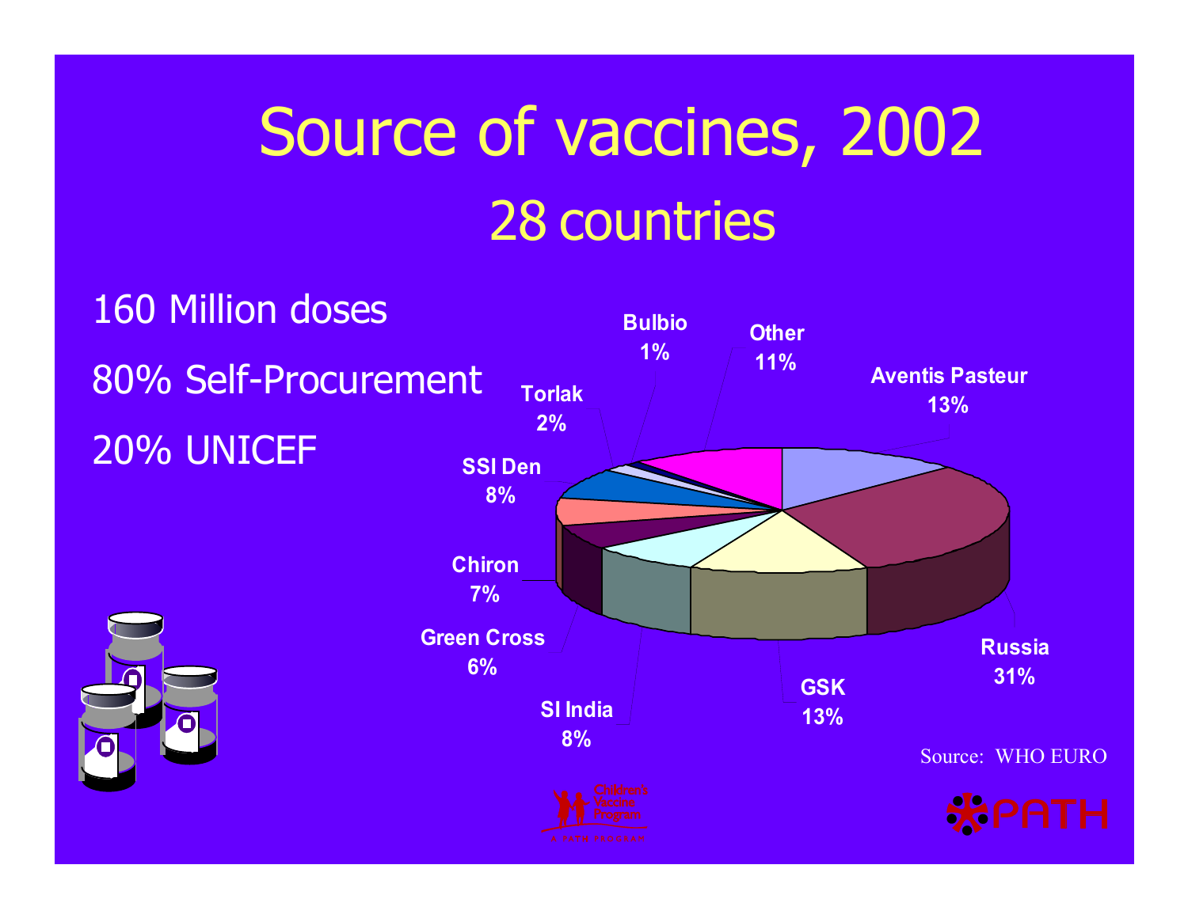# Source of vaccines, 2002

## 28 countries

160 Million doses

80% Self-Procurement

20% UNICEF

| Source | Share |
| --- | --- |
| Aventis Pasteur | 13% |
| Russia | 31% |
| GSK | 13% |
| SI India | 8% |
| Green Cross | 6% |
| Chiron | 7% |
| SSI Den | 8% |
| Torlak | 2% |
| Bulbio | 1% |
| Other | 11% |

Source: WHO EURO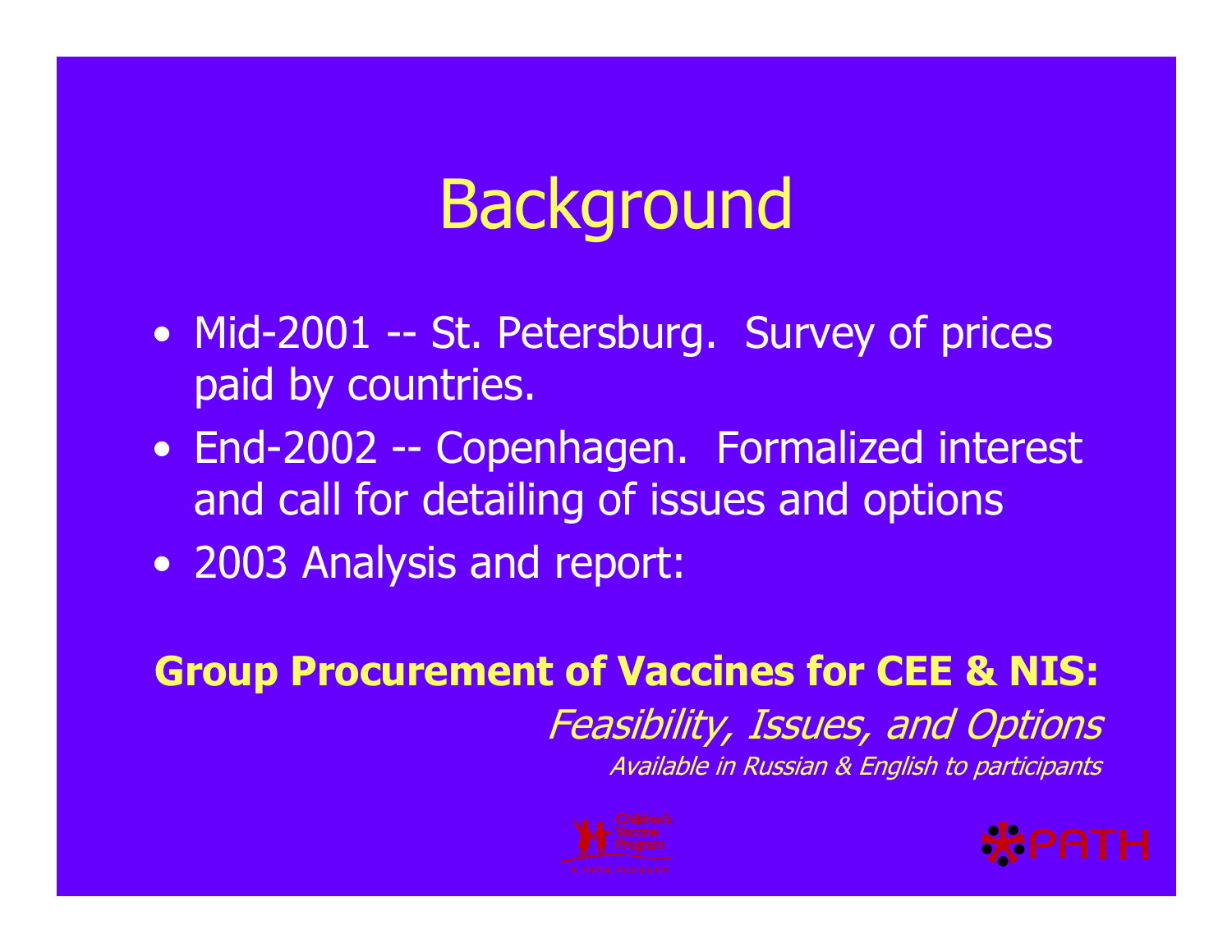# Background

- Mid-2001 -- St. Petersburg. Survey of prices paid by countries.
- End-2002 -- Copenhagen. Formalized interest and call for detailing of issues and options
- 2003 Analysis and report:

**Group Procurement of Vaccines for CEE & NIS:**

*Feasibility, Issues, and Options*

*Available in Russian & English to participants*

Children's Vaccine Program — A PATH PROGRAM

PATH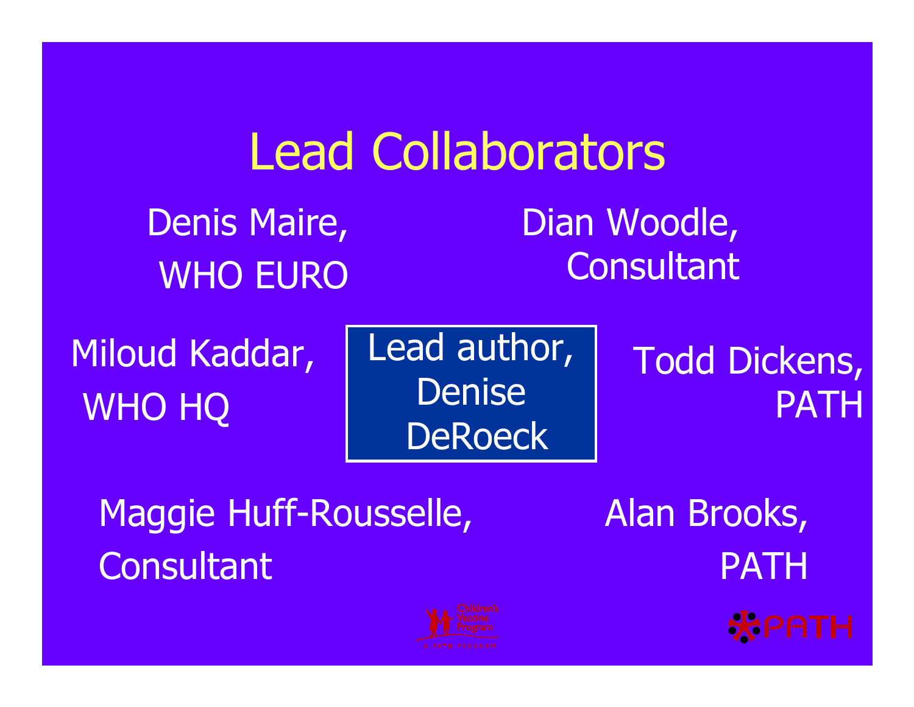# Lead Collaborators

Denis Maire,
WHO EURO

Dian Woodle,
Consultant

Miloud Kaddar,
WHO HQ

Lead author,
Denise
DeRoeck

Todd Dickens,
PATH

Maggie Huff-Rousselle,
Consultant

Alan Brooks,
PATH

Children's Vaccine Program
A PATH PROGRAM

PATH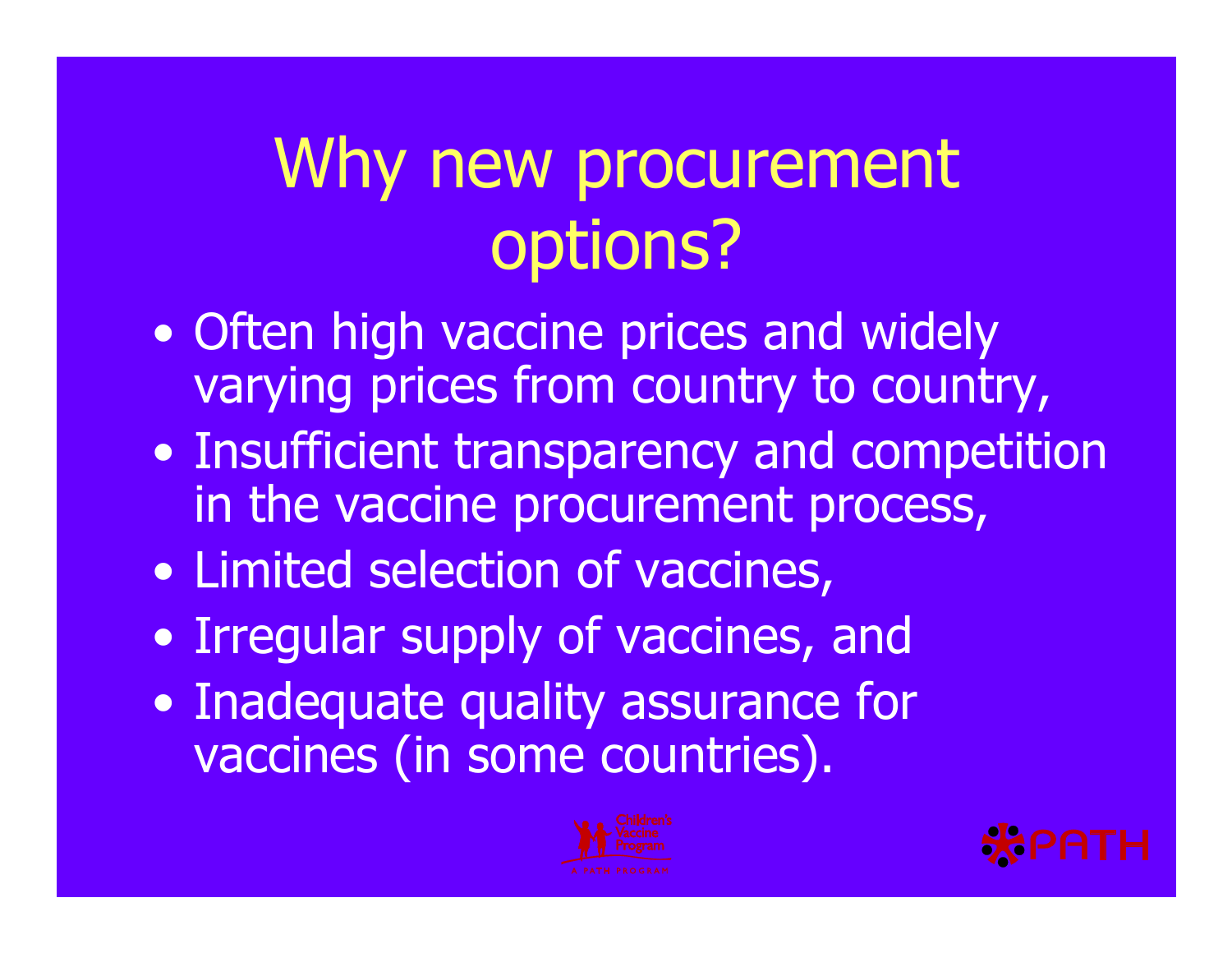# Why new procurement options?

- Often high vaccine prices and widely varying prices from country to country,
- Insufficient transparency and competition in the vaccine procurement process,
- Limited selection of vaccines,
- Irregular supply of vaccines, and
- Inadequate quality assurance for vaccines (in some countries).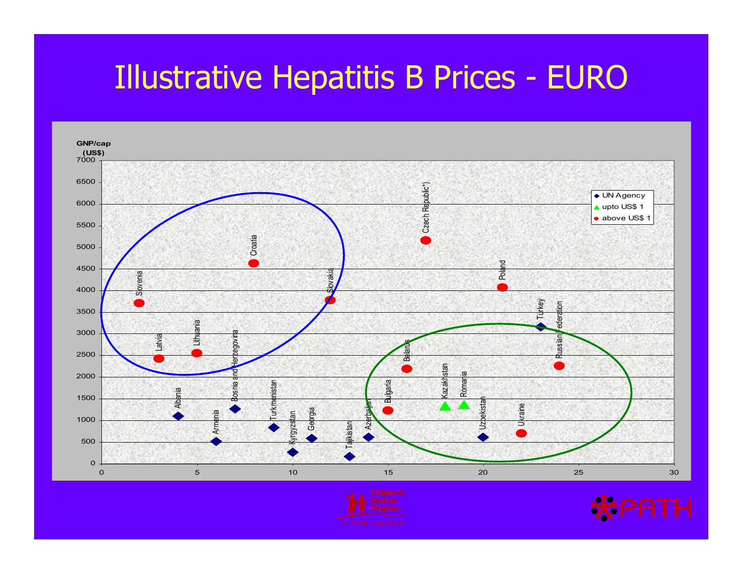# Illustrative Hepatitis B Prices - EURO

GNP/cap (US$)

| Country | X | GNP/cap (US$) | Category |
|---|---|---|---|
| Sovenia | 2 | 3700 | above US$ 1 |
| Latvia | 3 | 2420 | above US$ 1 |
| Albania | 4 | 1100 | UN Agency |
| Lithuania | 5 | 2550 | above US$ 1 |
| Armenia | 6 | 510 | UN Agency |
| Bosnia and Herzegovina | 7 | 1260 | UN Agency |
| Croatia | 8 | 4620 | above US$ 1 |
| Turkmenistan | 9 | 840 | UN Agency |
| Kyrgyzstan | 10 | 270 | UN Agency |
| Georgia | 11 | 590 | UN Agency |
| Slovakia | 12 | 3780 | above US$ 1 |
| Tajikistan | 13 | 170 | UN Agency |
| Azerbaijan | 14 | 610 | UN Agency |
| Bulgaria | 15 | 1230 | above US$ 1 |
| Belarus | 16 | 2180 | above US$ 1 |
| Czech Republic*) | 17 | 5150 | above US$ 1 |
| Kazakhstan | 18 | 1320 | upto US$ 1 |
| Romania | 19 | 1350 | upto US$ 1 |
| Uzbekistan | 20 | 610 | UN Agency |
| Poland | 21 | 4070 | above US$ 1 |
| Ukraine | 22 | 700 | above US$ 1 |
| Turkey | 23 | 3160 | UN Agency |
| Russian Federation | 24 | 2250 | above US$ 1 |

Legend: UN Agency; upto US$ 1; above US$ 1

Children's Vaccine Program — A PATH PROGRAM

PATH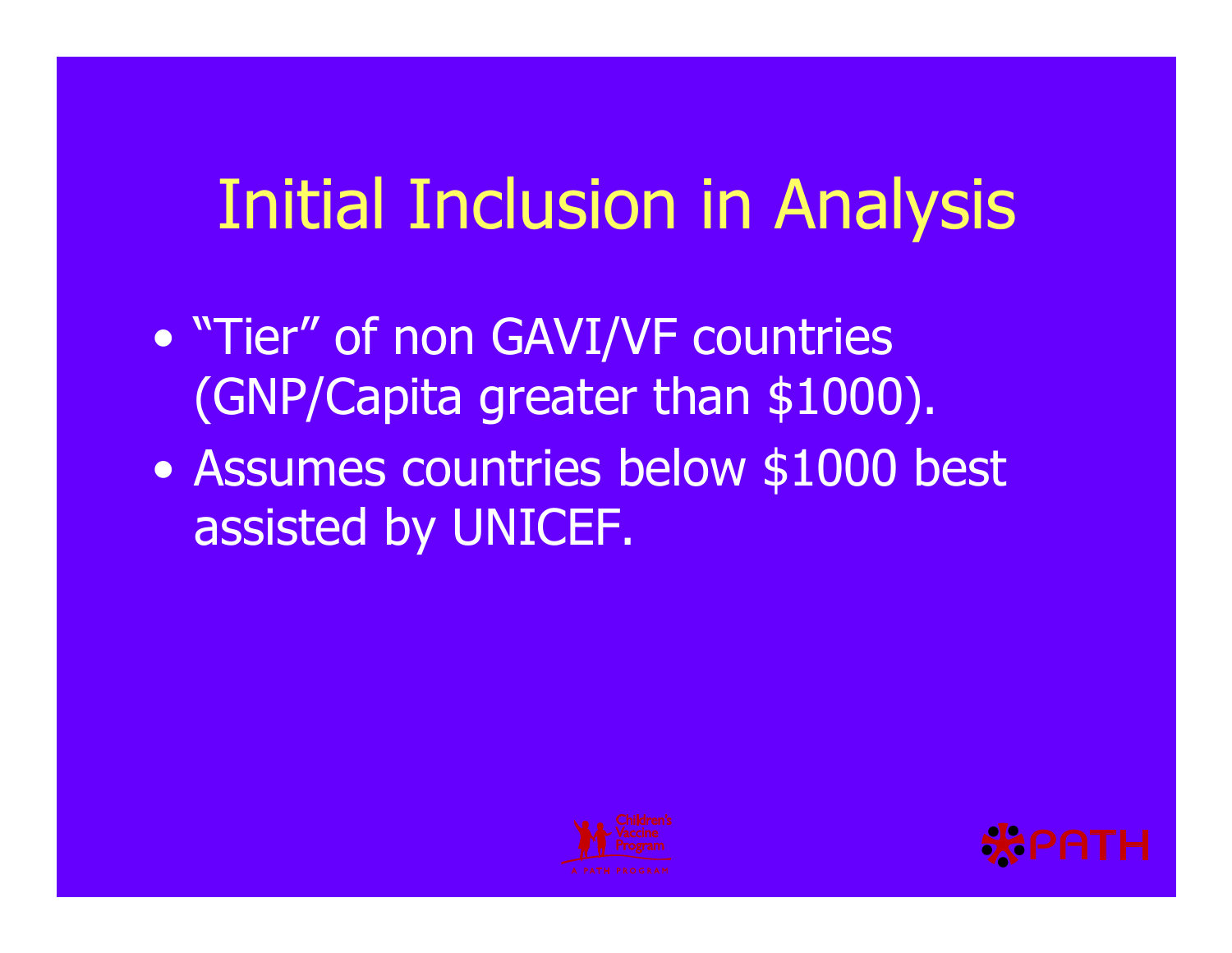# Initial Inclusion in Analysis

- "Tier" of non GAVI/VF countries (GNP/Capita greater than $1000).
- Assumes countries below $1000 best assisted by UNICEF.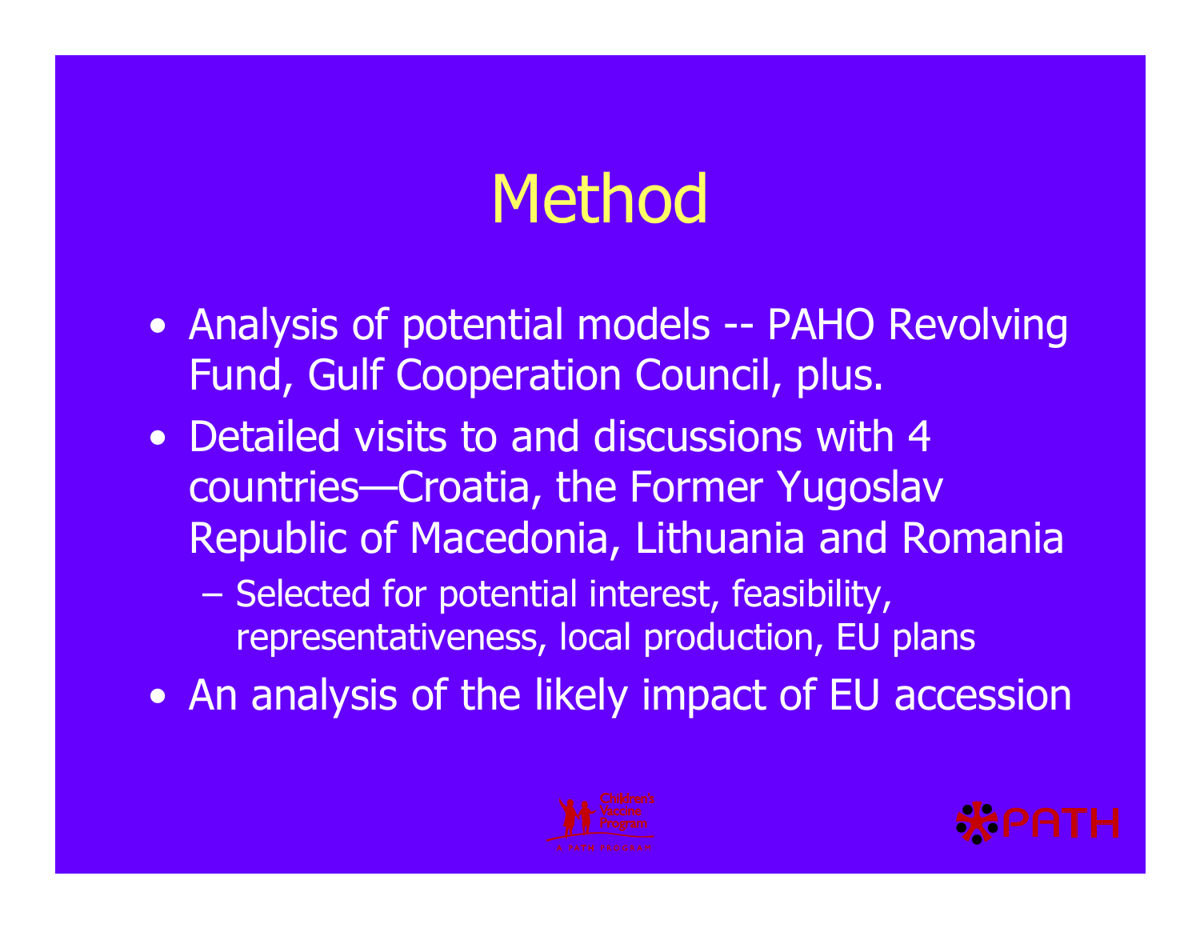# Method

- Analysis of potential models -- PAHO Revolving Fund, Gulf Cooperation Council, plus.
- Detailed visits to and discussions with 4 countries—Croatia, the Former Yugoslav Republic of Macedonia, Lithuania and Romania
  - Selected for potential interest, feasibility, representativeness, local production, EU plans
- An analysis of the likely impact of EU accession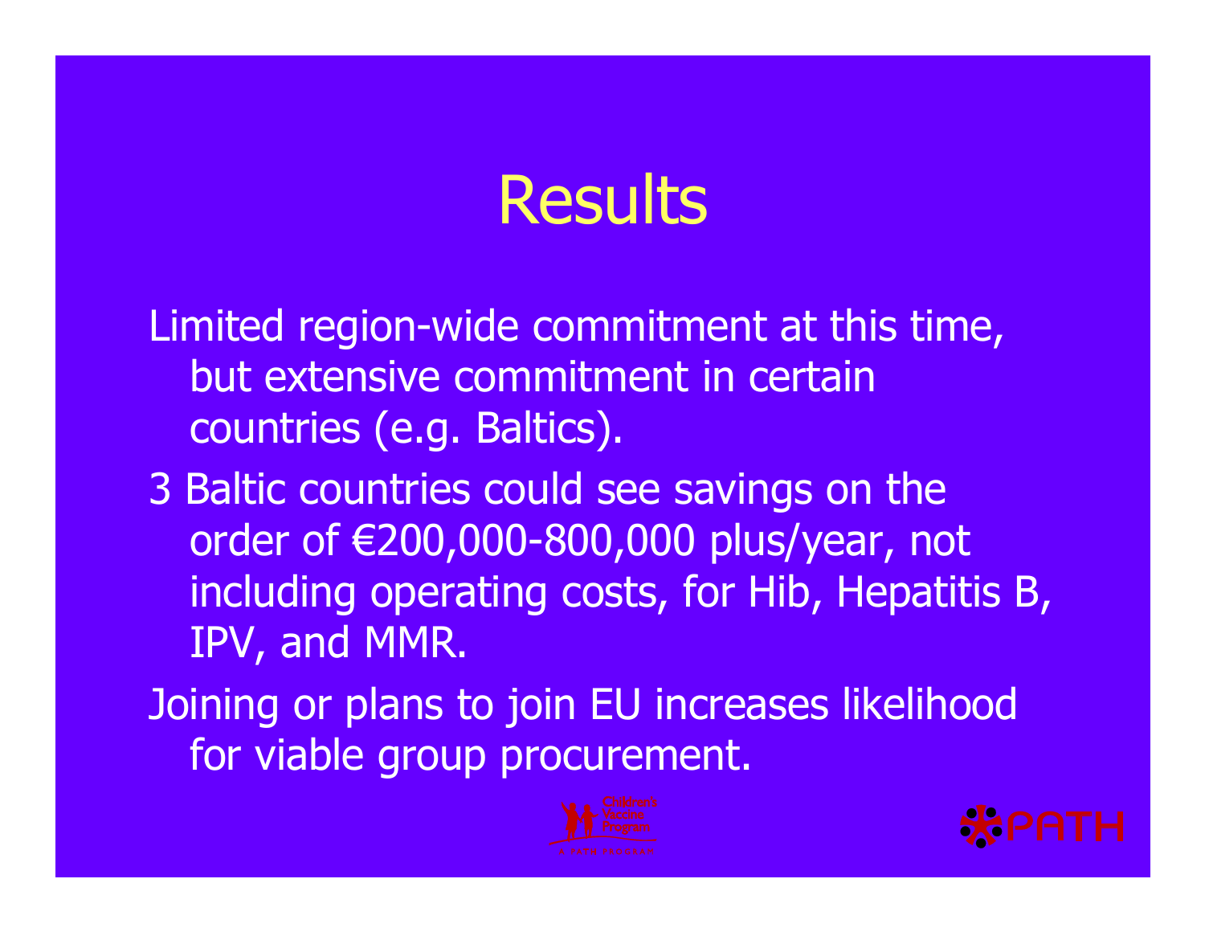# Results

- Limited region-wide commitment at this time, but extensive commitment in certain countries (e.g. Baltics).
- 3 Baltic countries could see savings on the order of €200,000-800,000 plus/year, not including operating costs, for Hib, Hepatitis B, IPV, and MMR.
- Joining or plans to join EU increases likelihood for viable group procurement.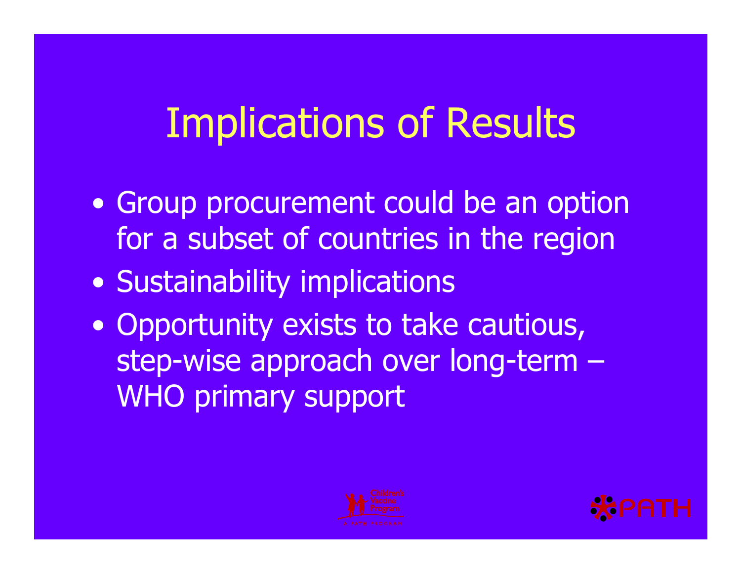# Implications of Results

- Group procurement could be an option for a subset of countries in the region
- Sustainability implications
- Opportunity exists to take cautious, step-wise approach over long-term – WHO primary support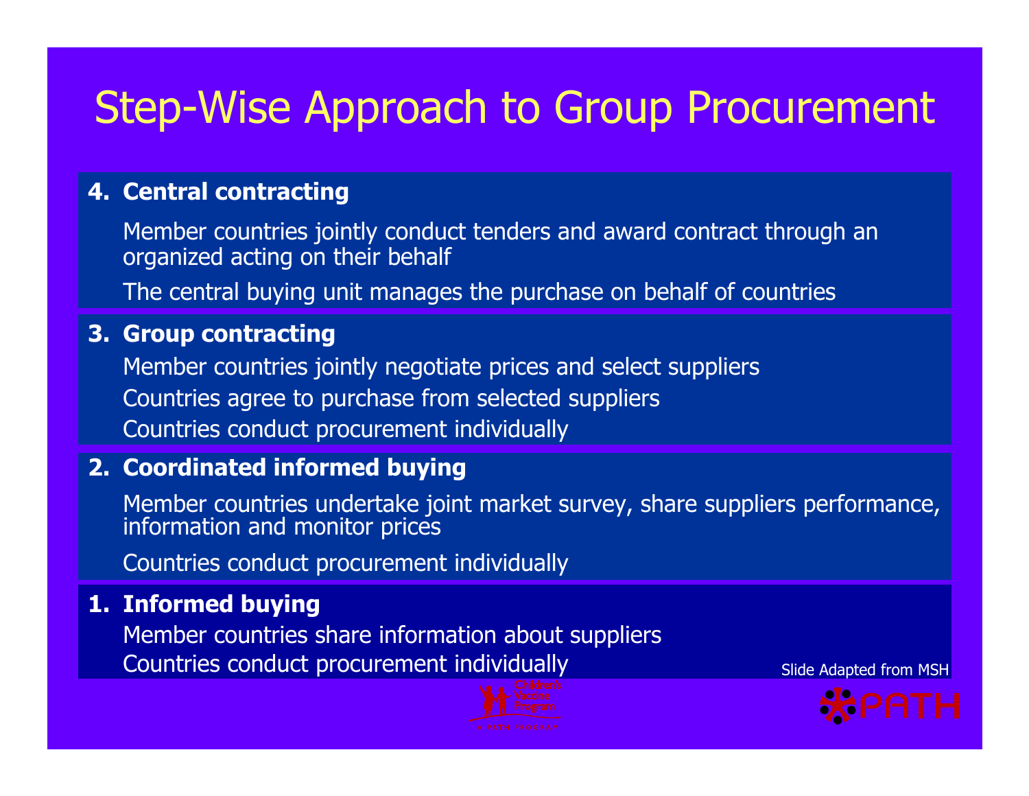# Step-Wise Approach to Group Procurement

**4. Central contracting**

Member countries jointly conduct tenders and award contract through an organized acting on their behalf

The central buying unit manages the purchase on behalf of countries

**3. Group contracting**

Member countries jointly negotiate prices and select suppliers

Countries agree to purchase from selected suppliers

Countries conduct procurement individually

**2. Coordinated informed buying**

Member countries undertake joint market survey, share suppliers performance, information and monitor prices

Countries conduct procurement individually

**1. Informed buying**

Member countries share information about suppliers

Countries conduct procurement individually

Slide Adapted from MSH

Children's Vaccine Program
A PATH PROGRAM

PATH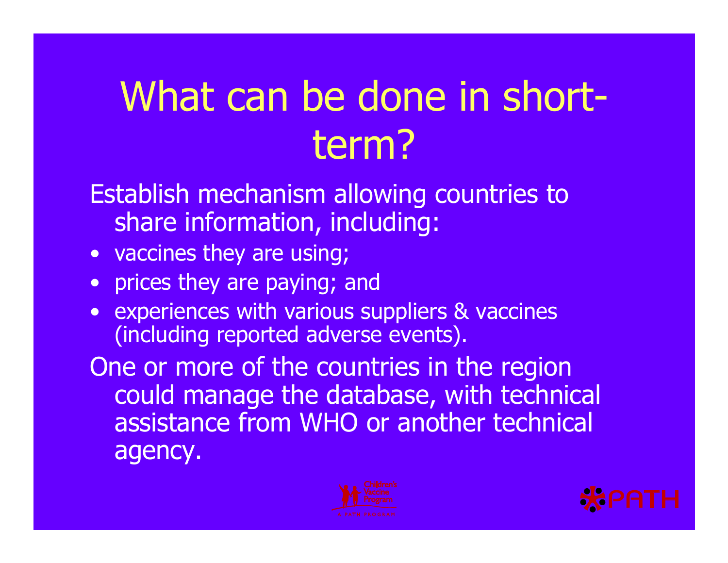# What can be done in short-term?

Establish mechanism allowing countries to share information, including:

- vaccines they are using;
- prices they are paying; and
- experiences with various suppliers & vaccines (including reported adverse events).

One or more of the countries in the region could manage the database, with technical assistance from WHO or another technical agency.